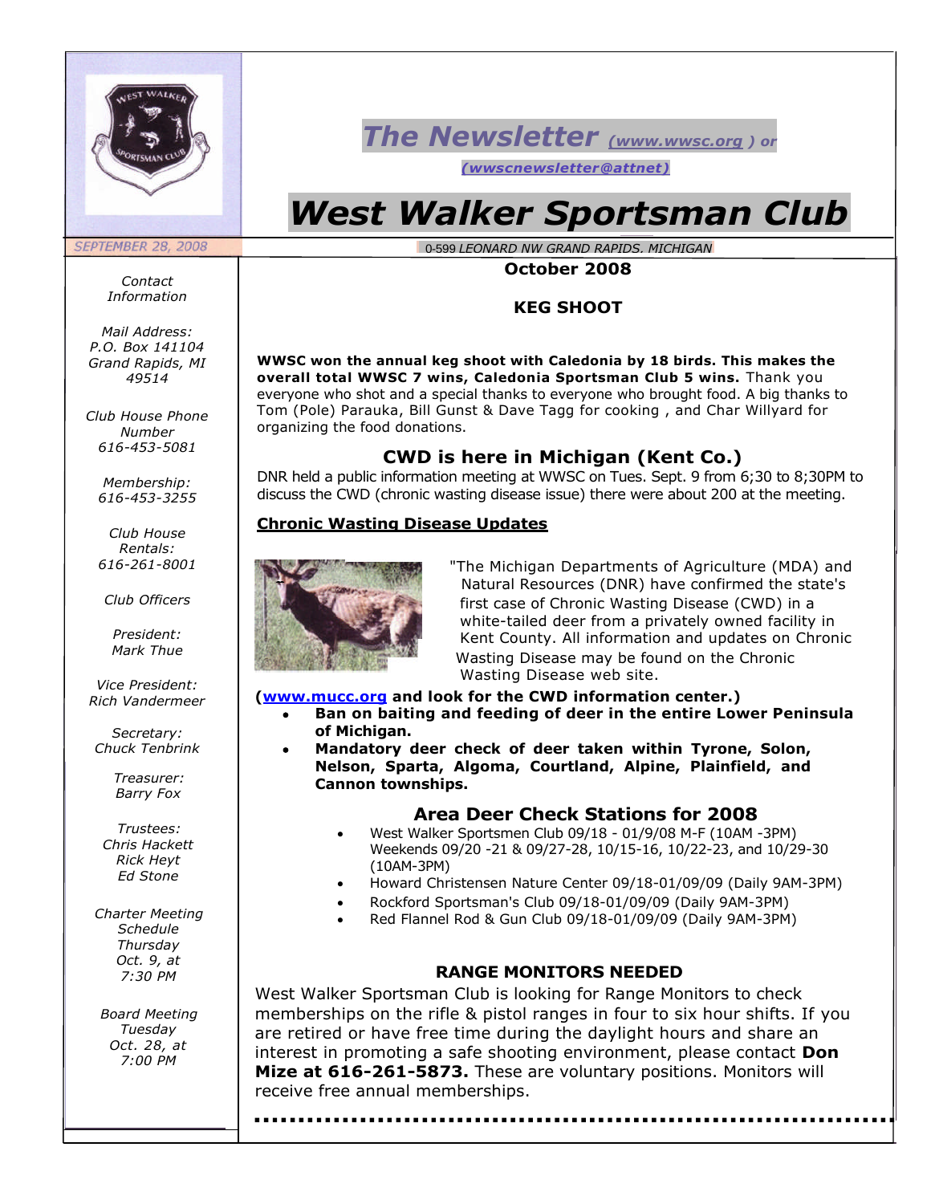# The Newsletter (www.wwsc.org ) or (wwscnewsletter@attnet)

# West Walker Sportsman Club

SEPTEMBER 28, 2008

0-599 *LEONARD NW GRAND RAPIDS. MICHIGAN*

*Contact Information*

*Mail Address:*
*P.O. Box 141104*
*Grand Rapids, MI 49514*

*Club House Phone Number*
*616-453-5081*

*Membership:*
*616-453-3255*

*Club House Rentals:*
*616-261-8001*

*Club Officers*

*President:*
*Mark Thue*

*Vice President:*
*Rich Vandermeer*

*Secretary:*
*Chuck Tenbrink*

*Treasurer:*
*Barry Fox*

*Trustees:*
*Chris Hackett*
*Rick Heyt*
*Ed Stone*

*Charter Meeting Schedule*
*Thursday Oct. 9, at 7:30 PM*

*Board Meeting*
*Tuesday Oct. 28, at 7:00 PM*

## October 2008

### KEG SHOOT

**WWSC won the annual keg shoot with Caledonia by 18 birds. This makes the overall total WWSC 7 wins, Caledonia Sportsman Club 5 wins.** Thank you everyone who shot and a special thanks to everyone who brought food. A big thanks to Tom (Pole) Parauka, Bill Gunst & Dave Tagg for cooking , and Char Willyard for organizing the food donations.

## CWD is here in Michigan (Kent Co.)

DNR held a public information meeting at WWSC on Tues. Sept. 9 from 6;30 to 8;30PM to discuss the CWD (chronic wasting disease issue) there were about 200 at the meeting.

### Chronic Wasting Disease Updates

"The Michigan Departments of Agriculture (MDA) and Natural Resources (DNR) have confirmed the state's first case of Chronic Wasting Disease (CWD) in a white-tailed deer from a privately owned facility in Kent County. All information and updates on Chronic Wasting Disease may be found on the Chronic Wasting Disease web site.

**(www.mucc.org and look for the CWD information center.)**

- **Ban on baiting and feeding of deer in the entire Lower Peninsula of Michigan.**
- **Mandatory deer check of deer taken within Tyrone, Solon, Nelson, Sparta, Algoma, Courtland, Alpine, Plainfield, and Cannon townships.**

## Area Deer Check Stations for 2008

- West Walker Sportsmen Club 09/18 - 01/9/08 M-F (10AM -3PM) Weekends 09/20 -21 & 09/27-28, 10/15-16, 10/22-23, and 10/29-30 (10AM-3PM)
- Howard Christensen Nature Center 09/18-01/09/09 (Daily 9AM-3PM)
- Rockford Sportsman's Club 09/18-01/09/09 (Daily 9AM-3PM)
- Red Flannel Rod & Gun Club 09/18-01/09/09 (Daily 9AM-3PM)

### RANGE MONITORS NEEDED

West Walker Sportsman Club is looking for Range Monitors to check memberships on the rifle & pistol ranges in four to six hour shifts. If you are retired or have free time during the daylight hours and share an interest in promoting a safe shooting environment, please contact **Don Mize at 616-261-5873.** These are voluntary positions. Monitors will receive free annual memberships.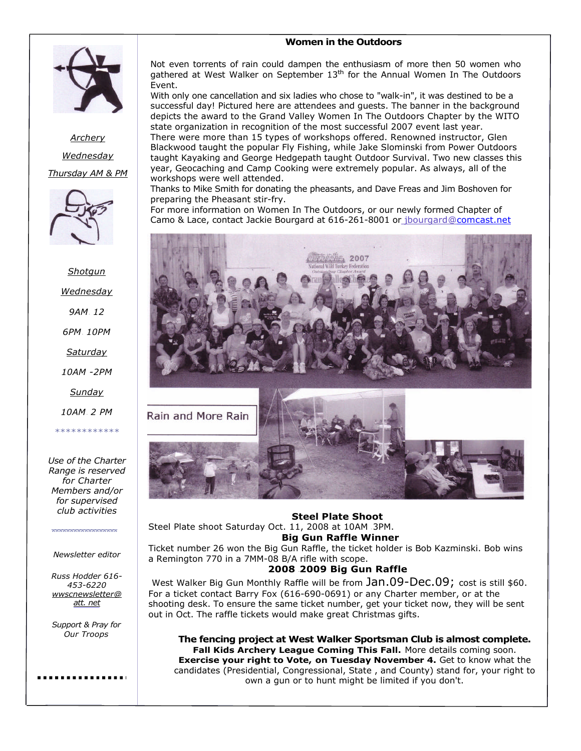Archery

Wednesday

Thursday AM & PM

Shotgun

Wednesday

9AM 12

6PM 10PM

Saturday

10AM -2PM

Sunday

10AM 2 PM

************

*Use of the Charter Range is reserved for Charter Members and/or for supervised club activities*

*Newsletter editor*

*Russ Hodder 616-453-6220 wwscnewsletter@att.net*

*Support & Pray for Our Troops*

## Women in the Outdoors

Not even torrents of rain could dampen the enthusiasm of more then 50 women who gathered at West Walker on September 13th for the Annual Women In The Outdoors Event.

With only one cancellation and six ladies who chose to "walk-in", it was destined to be a successful day! Pictured here are attendees and guests. The banner in the background depicts the award to the Grand Valley Women In The Outdoors Chapter by the WITO state organization in recognition of the most successful 2007 event last year.

There were more than 15 types of workshops offered. Renowned instructor, Glen Blackwood taught the popular Fly Fishing, while Jake Slominski from Power Outdoors taught Kayaking and George Hedgepath taught Outdoor Survival. Two new classes this year, Geocaching and Camp Cooking were extremely popular. As always, all of the workshops were well attended.

Thanks to Mike Smith for donating the pheasants, and Dave Freas and Jim Boshoven for preparing the Pheasant stir-fry.

For more information on Women In The Outdoors, or our newly formed Chapter of Camo & Lace, contact Jackie Bourgard at 616-261-8001 or jbourgard@comcast.net

Rain and More Rain

### Steel Plate Shoot

Steel Plate shoot Saturday Oct. 11, 2008 at 10AM 3PM.

### Big Gun Raffle Winner

Ticket number 26 won the Big Gun Raffle, the ticket holder is Bob Kazminski. Bob wins a Remington 770 in a 7MM-08 B/A rifle with scope.

### 2008 2009 Big Gun Raffle

West Walker Big Gun Monthly Raffle will be from Jan.09-Dec.09; cost is still $60. For a ticket contact Barry Fox (616-690-0691) or any Charter member, or at the shooting desk. To ensure the same ticket number, get your ticket now, they will be sent out in Oct. The raffle tickets would make great Christmas gifts.

**The fencing project at West Walker Sportsman Club is almost complete.**
**Fall Kids Archery League Coming This Fall.** More details coming soon.
**Exercise your right to Vote, on Tuesday November 4.** Get to know what the candidates (Presidential, Congressional, State , and County) stand for, your right to own a gun or to hunt might be limited if you don't.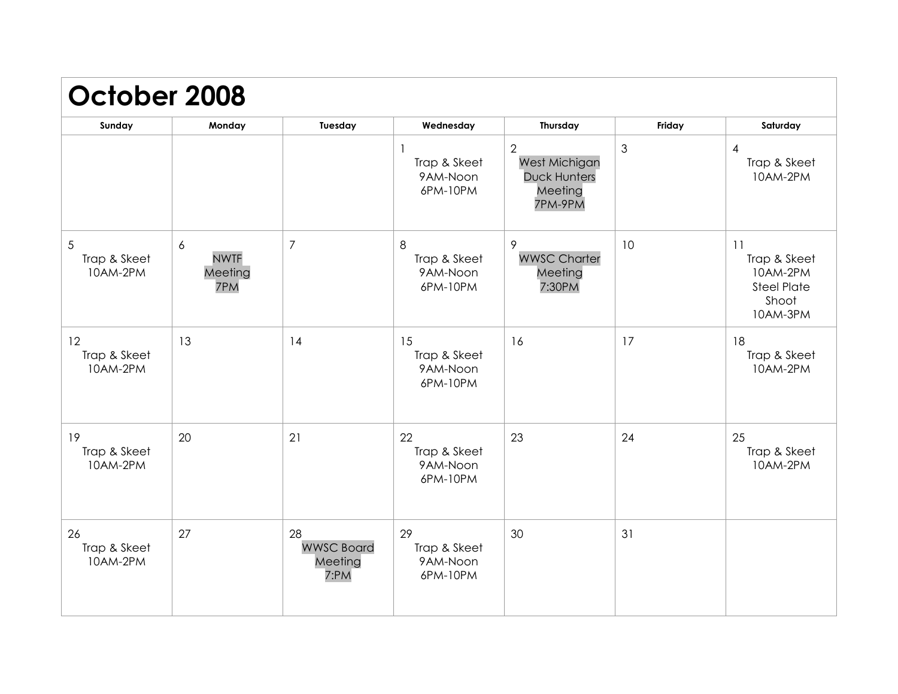# October 2008

| Sunday | Monday | Tuesday | Wednesday | Thursday | Friday | Saturday |
|---|---|---|---|---|---|---|
| | | | 1<br>Trap & Skeet<br>9AM-Noon<br>6PM-10PM | 2<br>West Michigan Duck Hunters Meeting<br>7PM-9PM | 3 | 4<br>Trap & Skeet<br>10AM-2PM |
| 5<br>Trap & Skeet<br>10AM-2PM | 6<br>NWTF Meeting<br>7PM | 7 | 8<br>Trap & Skeet<br>9AM-Noon<br>6PM-10PM | 9<br>WWSC Charter Meeting<br>7:30PM | 10 | 11<br>Trap & Skeet<br>10AM-2PM<br>Steel Plate Shoot<br>10AM-3PM |
| 12<br>Trap & Skeet<br>10AM-2PM | 13 | 14 | 15<br>Trap & Skeet<br>9AM-Noon<br>6PM-10PM | 16 | 17 | 18<br>Trap & Skeet<br>10AM-2PM |
| 19<br>Trap & Skeet<br>10AM-2PM | 20 | 21 | 22<br>Trap & Skeet<br>9AM-Noon<br>6PM-10PM | 23 | 24 | 25<br>Trap & Skeet<br>10AM-2PM |
| 26<br>Trap & Skeet<br>10AM-2PM | 27 | 28<br>WWSC Board Meeting<br>7:PM | 29<br>Trap & Skeet<br>9AM-Noon<br>6PM-10PM | 30 | 31 | |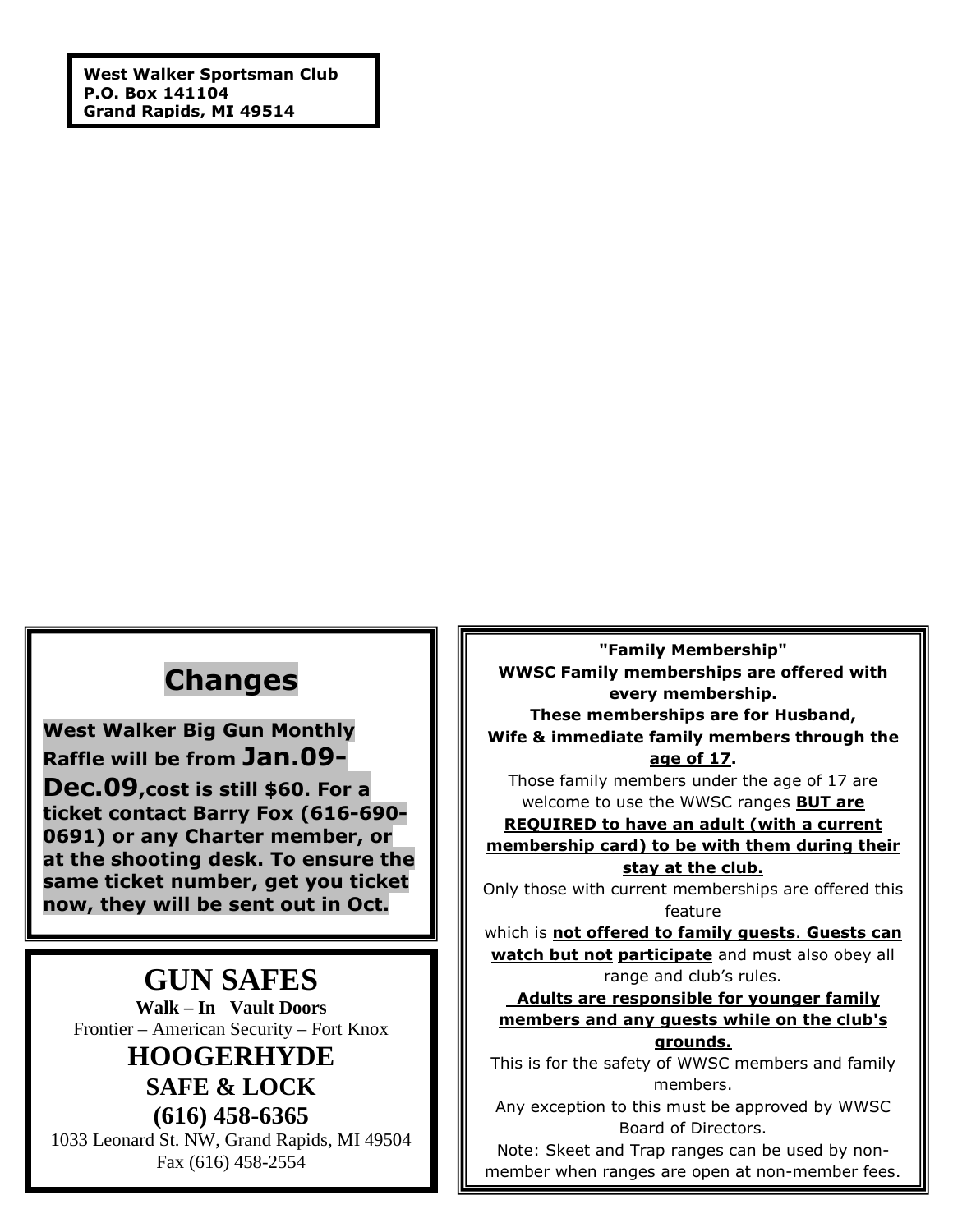**West Walker Sportsman Club**
**P.O. Box 141104**
**Grand Rapids, MI 49514**

## Changes

**West Walker Big Gun Monthly Raffle will be from Jan.09-Dec.09, cost is still $60. For a ticket contact Barry Fox (616-690-0691) or any Charter member, or at the shooting desk. To ensure the same ticket number, get you ticket now, they will be sent out in Oct.**

## GUN SAFES

**Walk – In Vault Doors**

Frontier – American Security – Fort Knox

**HOOGERHYDE**

**SAFE & LOCK**

**(616) 458-6365**

1033 Leonard St. NW, Grand Rapids, MI 49504

Fax (616) 458-2554

**"Family Membership"**

**WWSC Family memberships are offered with every membership.**

**These memberships are for Husband, Wife & immediate family members through the age of 17.**

Those family members under the age of 17 are welcome to use the WWSC ranges **BUT are REQUIRED to have an adult (with a current membership card) to be with them during their stay at the club.**

Only those with current memberships are offered this feature which is **not offered to family guests**. **Guests can watch but not participate** and must also obey all range and club's rules.

**Adults are responsible for younger family members and any guests while on the club's grounds.**

This is for the safety of WWSC members and family members.

Any exception to this must be approved by WWSC Board of Directors.

Note: Skeet and Trap ranges can be used by non-member when ranges are open at non-member fees.